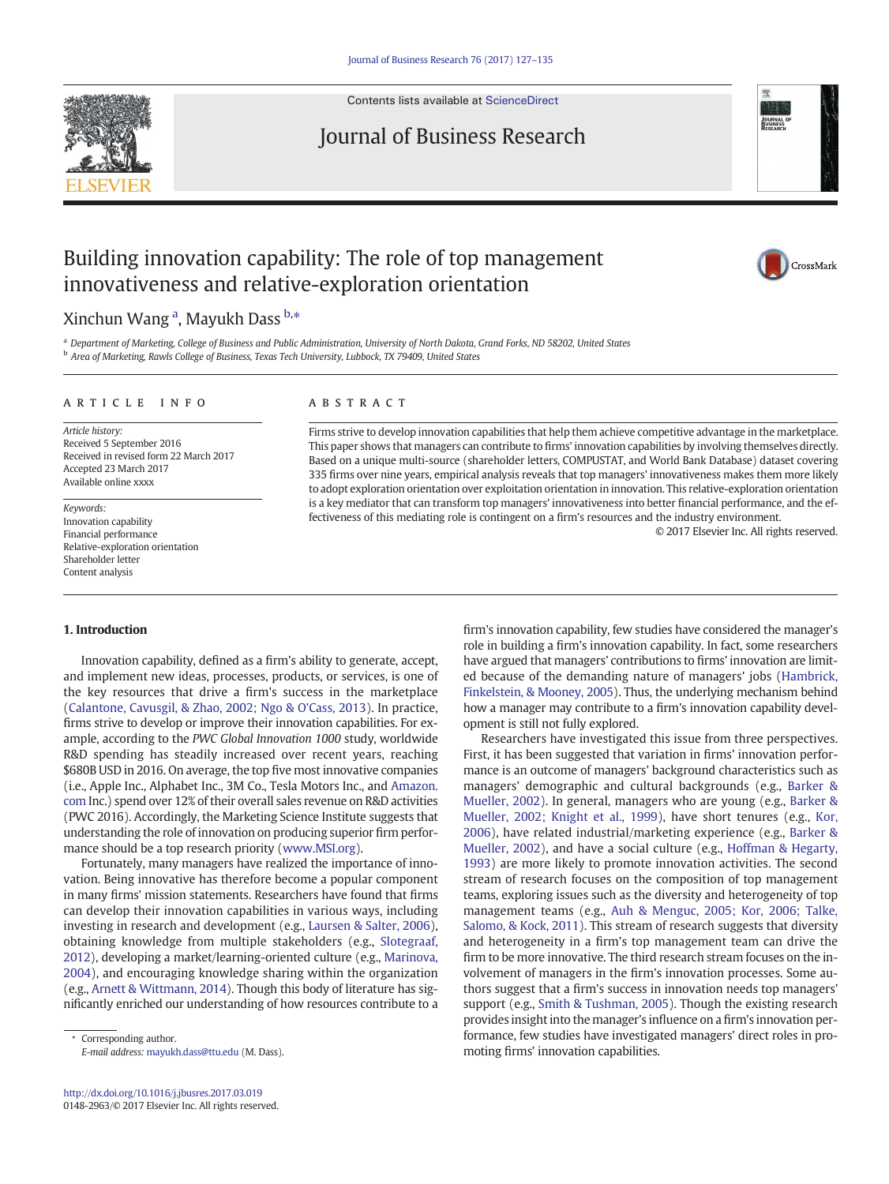# Building innovation capability: The role of top management innovativeness and relative-exploration orientation

Xinchun Wang [a], Mayukh Dass [b,*]

[a] Department of Marketing, College of Business and Public Administration, University of North Dakota, Grand Forks, ND 58202, United States
[b] Area of Marketing, Rawls College of Business, Texas Tech University, Lubbock, TX 79409, United States

## ARTICLE INFO

*Article history:*
Received 5 September 2016
Received in revised form 22 March 2017
Accepted 23 March 2017
Available online xxxx

*Keywords:*
Innovation capability
Financial performance
Relative-exploration orientation
Shareholder letter
Content analysis

## ABSTRACT

Firms strive to develop innovation capabilities that help them achieve competitive advantage in the marketplace. This paper shows that managers can contribute to firms' innovation capabilities by involving themselves directly. Based on a unique multi-source (shareholder letters, COMPUSTAT, and World Bank Database) dataset covering 335 firms over nine years, empirical analysis reveals that top managers' innovativeness makes them more likely to adopt exploration orientation over exploitation orientation in innovation. This relative-exploration orientation is a key mediator that can transform top managers' innovativeness into better financial performance, and the effectiveness of this mediating role is contingent on a firm's resources and the industry environment.

© 2017 Elsevier Inc. All rights reserved.

## 1. Introduction

Innovation capability, defined as a firm's ability to generate, accept, and implement new ideas, processes, products, or services, is one of the key resources that drive a firm's success in the marketplace (Calantone, Cavusgil, & Zhao, 2002; Ngo & O'Cass, 2013). In practice, firms strive to develop or improve their innovation capabilities. For example, according to the *PWC Global Innovation 1000* study, worldwide R&D spending has steadily increased over recent years, reaching $680B USD in 2016. On average, the top five most innovative companies (i.e., Apple Inc., Alphabet Inc., 3M Co., Tesla Motors Inc., and Amazon.com Inc.) spend over 12% of their overall sales revenue on R&D activities (PWC 2016). Accordingly, the Marketing Science Institute suggests that understanding the role of innovation on producing superior firm performance should be a top research priority (www.MSI.org).

Fortunately, many managers have realized the importance of innovation. Being innovative has therefore become a popular component in many firms' mission statements. Researchers have found that firms can develop their innovation capabilities in various ways, including investing in research and development (e.g., Laursen & Salter, 2006), obtaining knowledge from multiple stakeholders (e.g., Slotegraaf, 2012), developing a market/learning-oriented culture (e.g., Marinova, 2004), and encouraging knowledge sharing within the organization (e.g., Arnett & Wittmann, 2014). Though this body of literature has significantly enriched our understanding of how resources contribute to a firm's innovation capability, few studies have considered the manager's role in building a firm's innovation capability. In fact, some researchers have argued that managers' contributions to firms' innovation are limited because of the demanding nature of managers' jobs (Hambrick, Finkelstein, & Mooney, 2005). Thus, the underlying mechanism behind how a manager may contribute to a firm's innovation capability development is still not fully explored.

Researchers have investigated this issue from three perspectives. First, it has been suggested that variation in firms' innovation performance is an outcome of managers' background characteristics such as managers' demographic and cultural backgrounds (e.g., Barker & Mueller, 2002). In general, managers who are young (e.g., Barker & Mueller, 2002; Knight et al., 1999), have short tenures (e.g., Kor, 2006), have related industrial/marketing experience (e.g., Barker & Mueller, 2002), and have a social culture (e.g., Hoffman & Hegarty, 1993) are more likely to promote innovation activities. The second stream of research focuses on the composition of top management teams, exploring issues such as the diversity and heterogeneity of top management teams (e.g., Auh & Menguc, 2005; Kor, 2006; Talke, Salomo, & Kock, 2011). This stream of research suggests that diversity and heterogeneity in a firm's top management team can drive the firm to be more innovative. The third research stream focuses on the involvement of managers in the firm's innovation processes. Some authors suggest that a firm's success in innovation needs top managers' support (e.g., Smith & Tushman, 2005). Though the existing research provides insight into the manager's influence on a firm's innovation performance, few studies have investigated managers' direct roles in promoting firms' innovation capabilities.

* Corresponding author.
E-mail address: mayukh.dass@ttu.edu (M. Dass).

http://dx.doi.org/10.1016/j.jbusres.2017.03.019
0148-2963/© 2017 Elsevier Inc. All rights reserved.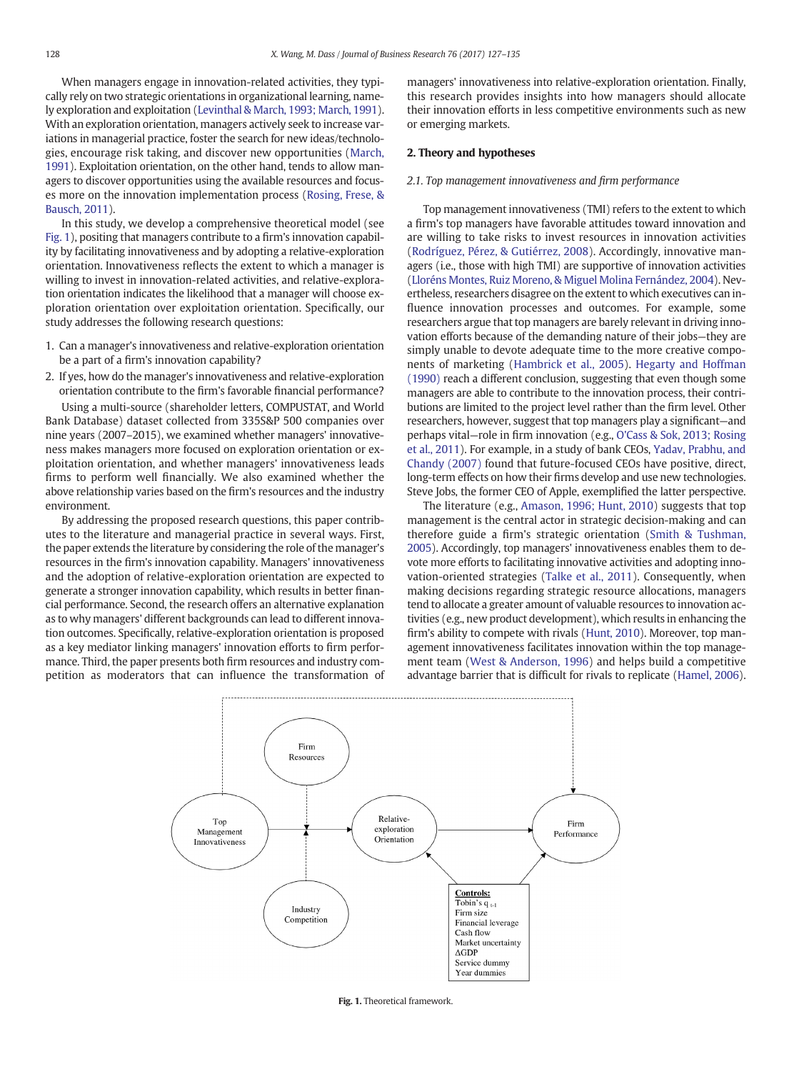When managers engage in innovation-related activities, they typically rely on two strategic orientations in organizational learning, namely exploration and exploitation (Levinthal & March, 1993; March, 1991). With an exploration orientation, managers actively seek to increase variations in managerial practice, foster the search for new ideas/technologies, encourage risk taking, and discover new opportunities (March, 1991). Exploitation orientation, on the other hand, tends to allow managers to discover opportunities using the available resources and focuses more on the innovation implementation process (Rosing, Frese, & Bausch, 2011).

In this study, we develop a comprehensive theoretical model (see Fig. 1), positing that managers contribute to a firm's innovation capability by facilitating innovativeness and by adopting a relative-exploration orientation. Innovativeness reflects the extent to which a manager is willing to invest in innovation-related activities, and relative-exploration orientation indicates the likelihood that a manager will choose exploration orientation over exploitation orientation. Specifically, our study addresses the following research questions:

1. Can a manager's innovativeness and relative-exploration orientation be a part of a firm's innovation capability?
2. If yes, how do the manager's innovativeness and relative-exploration orientation contribute to the firm's favorable financial performance?

Using a multi-source (shareholder letters, COMPUSTAT, and World Bank Database) dataset collected from 335S&P 500 companies over nine years (2007–2015), we examined whether managers' innovativeness makes managers more focused on exploration orientation or exploitation orientation, and whether managers' innovativeness leads firms to perform well financially. We also examined whether the above relationship varies based on the firm's resources and the industry environment.

By addressing the proposed research questions, this paper contributes to the literature and managerial practice in several ways. First, the paper extends the literature by considering the role of the manager's resources in the firm's innovation capability. Managers' innovativeness and the adoption of relative-exploration orientation are expected to generate a stronger innovation capability, which results in better financial performance. Second, the research offers an alternative explanation as to why managers' different backgrounds can lead to different innovation outcomes. Specifically, relative-exploration orientation is proposed as a key mediator linking managers' innovation efforts to firm performance. Third, the paper presents both firm resources and industry competition as moderators that can influence the transformation of managers' innovativeness into relative-exploration orientation. Finally, this research provides insights into how managers should allocate their innovation efforts in less competitive environments such as new or emerging markets.

## 2. Theory and hypotheses

### *2.1. Top management innovativeness and firm performance*

Top management innovativeness (TMI) refers to the extent to which a firm's top managers have favorable attitudes toward innovation and are willing to take risks to invest resources in innovation activities (Rodríguez, Pérez, & Gutiérrez, 2008). Accordingly, innovative managers (i.e., those with high TMI) are supportive of innovation activities (Lloréns Montes, Ruiz Moreno, & Miguel Molina Fernández, 2004). Nevertheless, researchers disagree on the extent to which executives can influence innovation processes and outcomes. For example, some researchers argue that top managers are barely relevant in driving innovation efforts because of the demanding nature of their jobs—they are simply unable to devote adequate time to the more creative components of marketing (Hambrick et al., 2005). Hegarty and Hoffman (1990) reach a different conclusion, suggesting that even though some managers are able to contribute to the innovation process, their contributions are limited to the project level rather than the firm level. Other researchers, however, suggest that top managers play a significant—and perhaps vital—role in firm innovation (e.g., O'Cass & Sok, 2013; Rosing et al., 2011). For example, in a study of bank CEOs, Yadav, Prabhu, and Chandy (2007) found that future-focused CEOs have positive, direct, long-term effects on how their firms develop and use new technologies. Steve Jobs, the former CEO of Apple, exemplified the latter perspective.

The literature (e.g., Amason, 1996; Hunt, 2010) suggests that top management is the central actor in strategic decision-making and can therefore guide a firm's strategic orientation (Smith & Tushman, 2005). Accordingly, top managers' innovativeness enables them to devote more efforts to facilitating innovative activities and adopting innovation-oriented strategies (Talke et al., 2011). Consequently, when making decisions regarding strategic resource allocations, managers tend to allocate a greater amount of valuable resources to innovation activities (e.g., new product development), which results in enhancing the firm's ability to compete with rivals (Hunt, 2010). Moreover, top management innovativeness facilitates innovation within the top management team (West & Anderson, 1996) and helps build a competitive advantage barrier that is difficult for rivals to replicate (Hamel, 2006).

Fig. 1. Theoretical framework.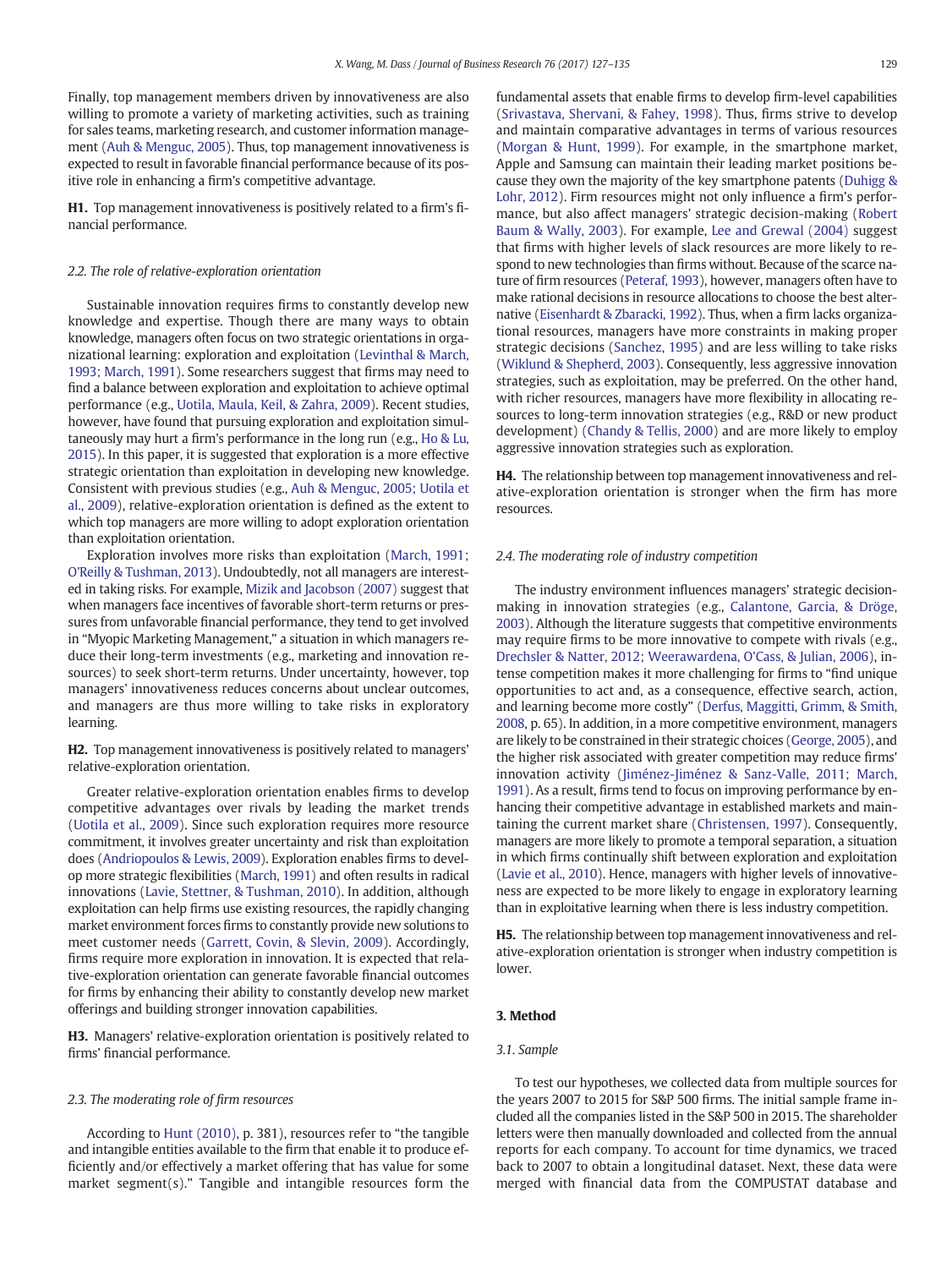Finally, top management members driven by innovativeness are also willing to promote a variety of marketing activities, such as training for sales teams, marketing research, and customer information management (Auh & Menguc, 2005). Thus, top management innovativeness is expected to result in favorable financial performance because of its positive role in enhancing a firm's competitive advantage.

**H1.** Top management innovativeness is positively related to a firm's financial performance.

### 2.2. The role of relative-exploration orientation

Sustainable innovation requires firms to constantly develop new knowledge and expertise. Though there are many ways to obtain knowledge, managers often focus on two strategic orientations in organizational learning: exploration and exploitation (Levinthal & March, 1993; March, 1991). Some researchers suggest that firms may need to find a balance between exploration and exploitation to achieve optimal performance (e.g., Uotila, Maula, Keil, & Zahra, 2009). Recent studies, however, have found that pursuing exploration and exploitation simultaneously may hurt a firm's performance in the long run (e.g., Ho & Lu, 2015). In this paper, it is suggested that exploration is a more effective strategic orientation than exploitation in developing new knowledge. Consistent with previous studies (e.g., Auh & Menguc, 2005; Uotila et al., 2009), relative-exploration orientation is defined as the extent to which top managers are more willing to adopt exploration orientation than exploitation orientation.

Exploration involves more risks than exploitation (March, 1991; O'Reilly & Tushman, 2013). Undoubtedly, not all managers are interested in taking risks. For example, Mizik and Jacobson (2007) suggest that when managers face incentives of favorable short-term returns or pressures from unfavorable financial performance, they tend to get involved in "Myopic Marketing Management," a situation in which managers reduce their long-term investments (e.g., marketing and innovation resources) to seek short-term returns. Under uncertainty, however, top managers' innovativeness reduces concerns about unclear outcomes, and managers are thus more willing to take risks in exploratory learning.

**H2.** Top management innovativeness is positively related to managers' relative-exploration orientation.

Greater relative-exploration orientation enables firms to develop competitive advantages over rivals by leading the market trends (Uotila et al., 2009). Since such exploration requires more resource commitment, it involves greater uncertainty and risk than exploitation does (Andriopoulos & Lewis, 2009). Exploration enables firms to develop more strategic flexibilities (March, 1991) and often results in radical innovations (Lavie, Stettner, & Tushman, 2010). In addition, although exploitation can help firms use existing resources, the rapidly changing market environment forces firms to constantly provide new solutions to meet customer needs (Garrett, Covin, & Slevin, 2009). Accordingly, firms require more exploration in innovation. It is expected that relative-exploration orientation can generate favorable financial outcomes for firms by enhancing their ability to constantly develop new market offerings and building stronger innovation capabilities.

**H3.** Managers' relative-exploration orientation is positively related to firms' financial performance.

### 2.3. The moderating role of firm resources

According to Hunt (2010), p. 381), resources refer to "the tangible and intangible entities available to the firm that enable it to produce efficiently and/or effectively a market offering that has value for some market segment(s)." Tangible and intangible resources form the fundamental assets that enable firms to develop firm-level capabilities (Srivastava, Shervani, & Fahey, 1998). Thus, firms strive to develop and maintain comparative advantages in terms of various resources (Morgan & Hunt, 1999). For example, in the smartphone market, Apple and Samsung can maintain their leading market positions because they own the majority of the key smartphone patents (Duhigg & Lohr, 2012). Firm resources might not only influence a firm's performance, but also affect managers' strategic decision-making (Robert Baum & Wally, 2003). For example, Lee and Grewal (2004) suggest that firms with higher levels of slack resources are more likely to respond to new technologies than firms without. Because of the scarce nature of firm resources (Peteraf, 1993), however, managers often have to make rational decisions in resource allocations to choose the best alternative (Eisenhardt & Zbaracki, 1992). Thus, when a firm lacks organizational resources, managers have more constraints in making proper strategic decisions (Sanchez, 1995) and are less willing to take risks (Wiklund & Shepherd, 2003). Consequently, less aggressive innovation strategies, such as exploitation, may be preferred. On the other hand, with richer resources, managers have more flexibility in allocating resources to long-term innovation strategies (e.g., R&D or new product development) (Chandy & Tellis, 2000) and are more likely to employ aggressive innovation strategies such as exploration.

**H4.** The relationship between top management innovativeness and relative-exploration orientation is stronger when the firm has more resources.

### 2.4. The moderating role of industry competition

The industry environment influences managers' strategic decision-making in innovation strategies (e.g., Calantone, Garcia, & Dröge, 2003). Although the literature suggests that competitive environments may require firms to be more innovative to compete with rivals (e.g., Drechsler & Natter, 2012; Weerawardena, O'Cass, & Julian, 2006), intense competition makes it more challenging for firms to "find unique opportunities to act and, as a consequence, effective search, action, and learning become more costly" (Derfus, Maggitti, Grimm, & Smith, 2008, p. 65). In addition, in a more competitive environment, managers are likely to be constrained in their strategic choices (George, 2005), and the higher risk associated with greater competition may reduce firms' innovation activity (Jiménez-Jiménez & Sanz-Valle, 2011; March, 1991). As a result, firms tend to focus on improving performance by enhancing their competitive advantage in established markets and maintaining the current market share (Christensen, 1997). Consequently, managers are more likely to promote a temporal separation, a situation in which firms continually shift between exploration and exploitation (Lavie et al., 2010). Hence, managers with higher levels of innovativeness are expected to be more likely to engage in exploratory learning than in exploitative learning when there is less industry competition.

**H5.** The relationship between top management innovativeness and relative-exploration orientation is stronger when industry competition is lower.

## 3. Method

### 3.1. Sample

To test our hypotheses, we collected data from multiple sources for the years 2007 to 2015 for S&P 500 firms. The initial sample frame included all the companies listed in the S&P 500 in 2015. The shareholder letters were then manually downloaded and collected from the annual reports for each company. To account for time dynamics, we traced back to 2007 to obtain a longitudinal dataset. Next, these data were merged with financial data from the COMPUSTAT database and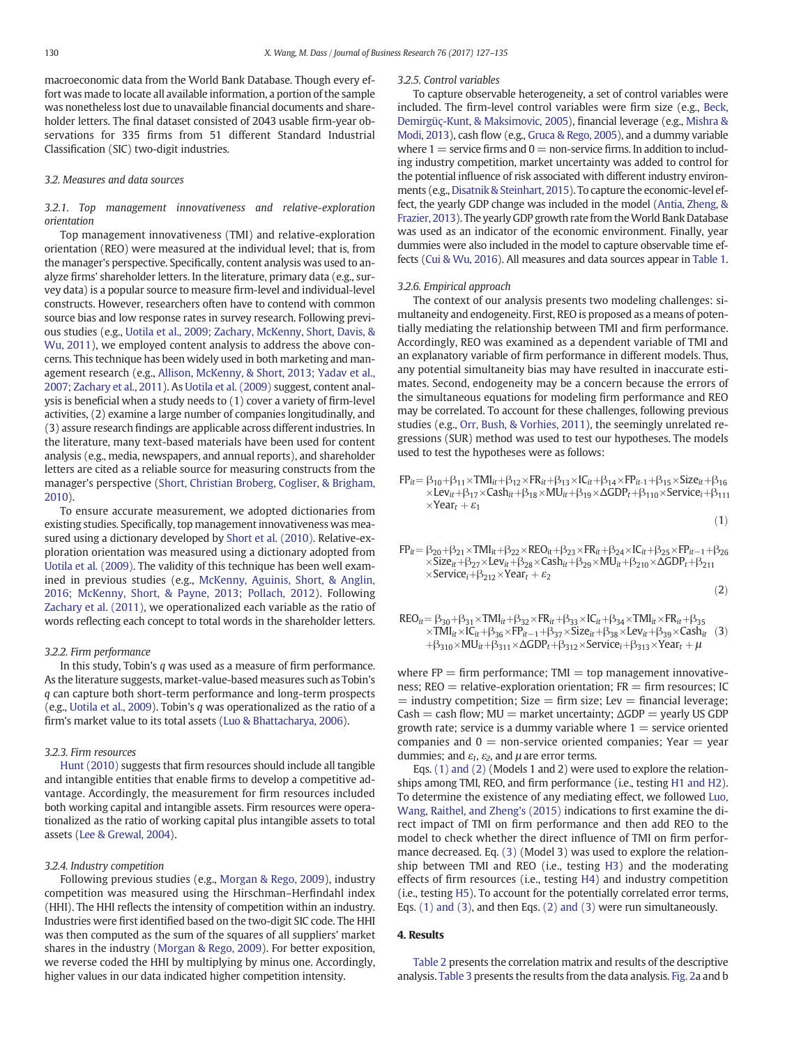macroeconomic data from the World Bank Database. Though every effort was made to locate all available information, a portion of the sample was nonetheless lost due to unavailable financial documents and shareholder letters. The final dataset consisted of 2043 usable firm-year observations for 335 firms from 51 different Standard Industrial Classification (SIC) two-digit industries.

### 3.2. Measures and data sources

#### 3.2.1. Top management innovativeness and relative-exploration orientation

Top management innovativeness (TMI) and relative-exploration orientation (REO) were measured at the individual level; that is, from the manager's perspective. Specifically, content analysis was used to analyze firms' shareholder letters. In the literature, primary data (e.g., survey data) is a popular source to measure firm-level and individual-level constructs. However, researchers often have to contend with common source bias and low response rates in survey research. Following previous studies (e.g., Uotila et al., 2009; Zachary, McKenny, Short, Davis, & Wu, 2011), we employed content analysis to address the above concerns. This technique has been widely used in both marketing and management research (e.g., Allison, McKenny, & Short, 2013; Yadav et al., 2007; Zachary et al., 2011). As Uotila et al. (2009) suggest, content analysis is beneficial when a study needs to (1) cover a variety of firm-level activities, (2) examine a large number of companies longitudinally, and (3) assure research findings are applicable across different industries. In the literature, many text-based materials have been used for content analysis (e.g., media, newspapers, and annual reports), and shareholder letters are cited as a reliable source for measuring constructs from the manager's perspective (Short, Christian Broberg, Cogliser, & Brigham, 2010).

To ensure accurate measurement, we adopted dictionaries from existing studies. Specifically, top management innovativeness was measured using a dictionary developed by Short et al. (2010). Relative-exploration orientation was measured using a dictionary adopted from Uotila et al. (2009). The validity of this technique has been well examined in previous studies (e.g., McKenny, Aguinis, Short, & Anglin, 2016; McKenny, Short, & Payne, 2013; Pollach, 2012). Following Zachary et al. (2011), we operationalized each variable as the ratio of words reflecting each concept to total words in the shareholder letters.

#### 3.2.2. Firm performance

In this study, Tobin's *q* was used as a measure of firm performance. As the literature suggests, market-value-based measures such as Tobin's *q* can capture both short-term performance and long-term prospects (e.g., Uotila et al., 2009). Tobin's *q* was operationalized as the ratio of a firm's market value to its total assets (Luo & Bhattacharya, 2006).

#### 3.2.3. Firm resources

Hunt (2010) suggests that firm resources should include all tangible and intangible entities that enable firms to develop a competitive advantage. Accordingly, the measurement for firm resources included both working capital and intangible assets. Firm resources were operationalized as the ratio of working capital plus intangible assets to total assets (Lee & Grewal, 2004).

#### 3.2.4. Industry competition

Following previous studies (e.g., Morgan & Rego, 2009), industry competition was measured using the Hirschman–Herfindahl index (HHI). The HHI reflects the intensity of competition within an industry. Industries were first identified based on the two-digit SIC code. The HHI was then computed as the sum of the squares of all suppliers' market shares in the industry (Morgan & Rego, 2009). For better exposition, we reverse coded the HHI by multiplying by minus one. Accordingly, higher values in our data indicated higher competition intensity.

#### 3.2.5. Control variables

To capture observable heterogeneity, a set of control variables were included. The firm-level control variables were firm size (e.g., Beck, Demirgüç-Kunt, & Maksimovic, 2005), financial leverage (e.g., Mishra & Modi, 2013), cash flow (e.g., Gruca & Rego, 2005), and a dummy variable where 1 = service firms and 0 = non-service firms. In addition to including industry competition, market uncertainty was added to control for the potential influence of risk associated with different industry environments (e.g., Disatnik & Steinhart, 2015). To capture the economic-level effect, the yearly GDP change was included in the model (Antia, Zheng, & Frazier, 2013). The yearly GDP growth rate from the World Bank Database was used as an indicator of the economic environment. Finally, year dummies were also included in the model to capture observable time effects (Cui & Wu, 2016). All measures and data sources appear in Table 1.

#### 3.2.6. Empirical approach

The context of our analysis presents two modeling challenges: simultaneity and endogeneity. First, REO is proposed as a means of potentially mediating the relationship between TMI and firm performance. Accordingly, REO was examined as a dependent variable of TMI and an explanatory variable of firm performance in different models. Thus, any potential simultaneity bias may have resulted in inaccurate estimates. Second, endogeneity may be a concern because the errors of the simultaneous equations for modeling firm performance and REO may be correlated. To account for these challenges, following previous studies (e.g., Orr, Bush, & Vorhies, 2011), the seemingly unrelated regressions (SUR) method was used to test our hypotheses. The models used to test the hypotheses were as follows:

$$FP_{it} = \beta_{10} + \beta_{11} \times TMI_{it} + \beta_{12} \times FR_{it} + \beta_{13} \times IC_{it} + \beta_{14} \times FP_{it-1} + \beta_{15} \times Size_{it} + \beta_{16} \times Lev_{it} + \beta_{17} \times Cash_{it} + \beta_{18} \times MU_{it} + \beta_{19} \times \Delta GDP_t + \beta_{110} \times Service_i + \beta_{111} \times Year_t + \varepsilon_1 \quad (1)$$

$$FP_{it} = \beta_{20} + \beta_{21} \times TMI_{it} + \beta_{22} \times REO_{it} + \beta_{23} \times FR_{it} + \beta_{24} \times IC_{it} + \beta_{25} \times FP_{it-1} + \beta_{26} \times Size_{it} + \beta_{27} \times Lev_{it} + \beta_{28} \times Cash_{it} + \beta_{29} \times MU_{it} + \beta_{210} \times \Delta GDP_t + \beta_{211} \times Service_i + \beta_{212} \times Year_t + \varepsilon_2 \quad (2)$$

$$REO_{it} = \beta_{30} + \beta_{31} \times TMI_{it} + \beta_{32} \times FR_{it} + \beta_{33} \times IC_{it} + \beta_{34} \times TMI_{it} \times FR_{it} + \beta_{35} \times TMI_{it} \times IC_{it} + \beta_{36} \times FP_{it-1} + \beta_{37} \times Size_{it} + \beta_{38} \times Lev_{it} + \beta_{39} \times Cash_{it} + \beta_{310} \times MU_{it} + \beta_{311} \times \Delta GDP_t + \beta_{312} \times Service_i + \beta_{313} \times Year_t + \mu \quad (3)$$

where FP = firm performance; TMI = top management innovativeness; REO = relative-exploration orientation; FR = firm resources; IC = industry competition; Size = firm size; Lev = financial leverage; Cash = cash flow; MU = market uncertainty; ΔGDP = yearly US GDP growth rate; service is a dummy variable where 1 = service oriented companies and 0 = non-service oriented companies; Year = year dummies; and $\varepsilon_1$, $\varepsilon_2$, and $\mu$ are error terms.

Eqs. (1) and (2) (Models 1 and 2) were used to explore the relationships among TMI, REO, and firm performance (i.e., testing H1 and H2). To determine the existence of any mediating effect, we followed Luo, Wang, Raithel, and Zheng's (2015) indications to first examine the direct impact of TMI on firm performance and then add REO to the model to check whether the direct influence of TMI on firm performance decreased. Eq. (3) (Model 3) was used to explore the relationship between TMI and REO (i.e., testing H3) and the moderating effects of firm resources (i.e., testing H4) and industry competition (i.e., testing H5). To account for the potentially correlated error terms, Eqs. (1) and (3), and then Eqs. (2) and (3) were run simultaneously.

## 4. Results

Table 2 presents the correlation matrix and results of the descriptive analysis. Table 3 presents the results from the data analysis. Fig. 2a and b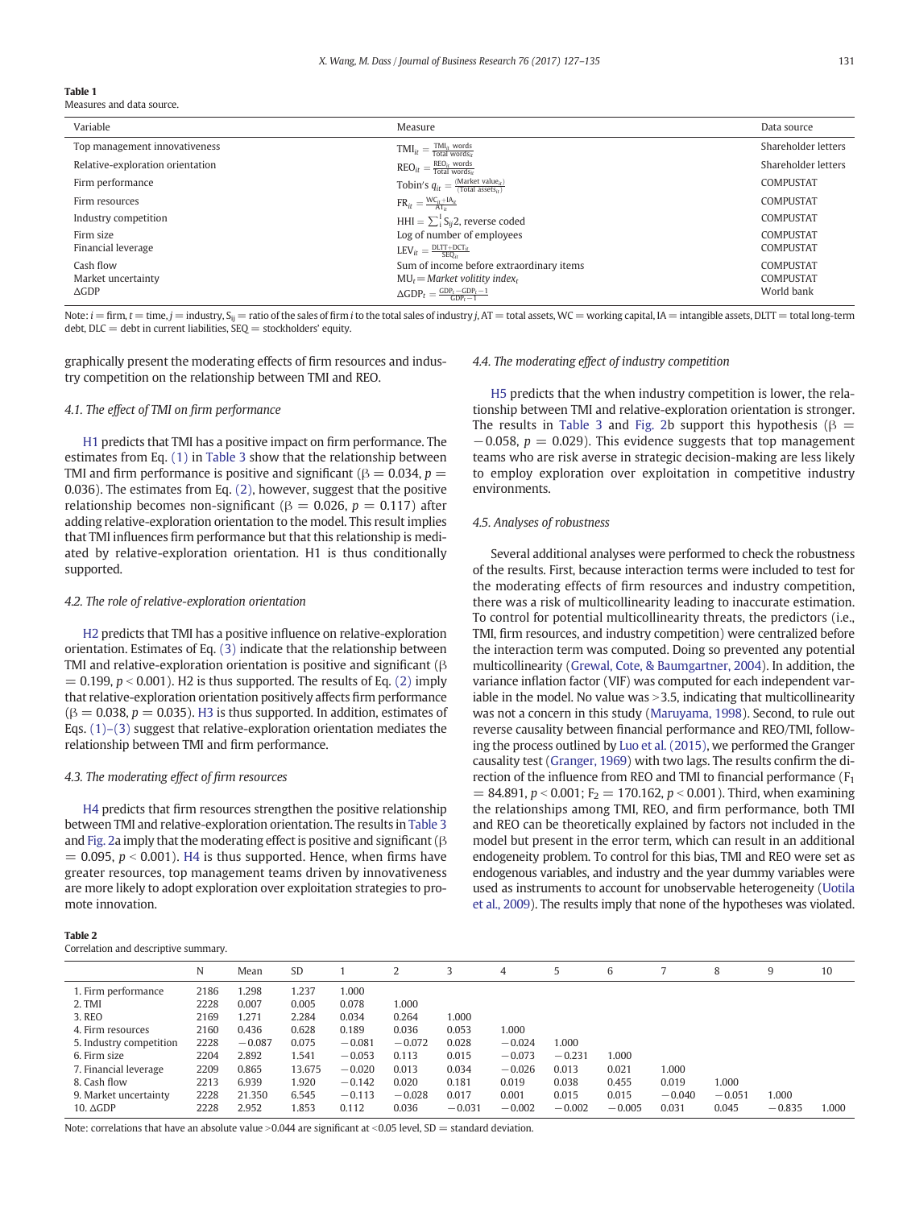**Table 1**
Measures and data source.

| Variable | Measure | Data source |
|---|---|---|
| Top management innovativeness | $\text{TMI}_{it} = \frac{\text{TMI}_{it}\ \text{words}}{\text{Total words}_{it}}$ | Shareholder letters |
| Relative-exploration orientation | $\text{REO}_{it} = \frac{\text{REO}_{it}\ \text{words}}{\text{Total words}_{it}}$ | Shareholder letters |
| Firm performance | Tobin's $q_{it} = \frac{(\text{Market value}_{it})}{(\text{Total assets}_{it})}$ | COMPUSTAT |
| Firm resources | $\text{FR}_{it} = \frac{\text{WC}_{it} + \text{IA}_{it}}{\text{AT}_{it}}$ | COMPUSTAT |
| Industry competition | $\text{HHI} = \sum_{i}^{j} S_{ij}2$, reverse coded | COMPUSTAT |
| Firm size | Log of number of employees | COMPUSTAT |
| Financial leverage | $\text{LEV}_{it} = \frac{\text{DLTT} + \text{DCT}_{it}}{\text{SEQ}_{it}}$ | COMPUSTAT |
| Cash flow | Sum of income before extraordinary items | COMPUSTAT |
| Market uncertainty | $\text{MU}_t =$ *Market volitility index$_t$* | COMPUSTAT |
| ΔGDP | $\Delta\text{GDP}_t = \frac{\text{GDP}_t - \text{GDP}_t - 1}{\text{GDP}_t - 1}$ | World bank |

Note: $i$ = firm, $t$ = time, $j$ = industry, $S_{ij}$ = ratio of the sales of firm $i$ to the total sales of industry $j$, AT = total assets, WC = working capital, IA = intangible assets, DLTT = total long-term debt, DLC = debt in current liabilities, SEQ = stockholders' equity.

graphically present the moderating effects of firm resources and industry competition on the relationship between TMI and REO.

### 4.1. The effect of TMI on firm performance

H1 predicts that TMI has a positive impact on firm performance. The estimates from Eq. (1) in Table 3 show that the relationship between TMI and firm performance is positive and significant ($\beta = 0.034$, $p = 0.036$). The estimates from Eq. (2), however, suggest that the positive relationship becomes non-significant ($\beta = 0.026$, $p = 0.117$) after adding relative-exploration orientation to the model. This result implies that TMI influences firm performance but that this relationship is mediated by relative-exploration orientation. H1 is thus conditionally supported.

### 4.2. The role of relative-exploration orientation

H2 predicts that TMI has a positive influence on relative-exploration orientation. Estimates of Eq. (3) indicate that the relationship between TMI and relative-exploration orientation is positive and significant ($\beta = 0.199$, $p < 0.001$). H2 is thus supported. The results of Eq. (2) imply that relative-exploration orientation positively affects firm performance ($\beta = 0.038$, $p = 0.035$). H3 is thus supported. In addition, estimates of Eqs. (1)–(3) suggest that relative-exploration orientation mediates the relationship between TMI and firm performance.

### 4.3. The moderating effect of firm resources

H4 predicts that firm resources strengthen the positive relationship between TMI and relative-exploration orientation. The results in Table 3 and Fig. 2a imply that the moderating effect is positive and significant ($\beta = 0.095$, $p < 0.001$). H4 is thus supported. Hence, when firms have greater resources, top management teams driven by innovativeness are more likely to adopt exploration over exploitation strategies to promote innovation.

### 4.4. The moderating effect of industry competition

H5 predicts that the when industry competition is lower, the relationship between TMI and relative-exploration orientation is stronger. The results in Table 3 and Fig. 2b support this hypothesis ($\beta = -0.058$, $p = 0.029$). This evidence suggests that top management teams who are risk averse in strategic decision-making are less likely to employ exploration over exploitation in competitive industry environments.

### 4.5. Analyses of robustness

Several additional analyses were performed to check the robustness of the results. First, because interaction terms were included to test for the moderating effects of firm resources and industry competition, there was a risk of multicollinearity leading to inaccurate estimation. To control for potential multicollinearity threats, the predictors (i.e., TMI, firm resources, and industry competition) were centralized before the interaction term was computed. Doing so prevented any potential multicollinearity (Grewal, Cote, & Baumgartner, 2004). In addition, the variance inflation factor (VIF) was computed for each independent variable in the model. No value was >3.5, indicating that multicollinearity was not a concern in this study (Maruyama, 1998). Second, to rule out reverse causality between financial performance and REO/TMI, following the process outlined by Luo et al. (2015), we performed the Granger causality test (Granger, 1969) with two lags. The results confirm the direction of the influence from REO and TMI to financial performance ($F_1 = 84.891$, $p < 0.001$; $F_2 = 170.162$, $p < 0.001$). Third, when examining the relationships among TMI, REO, and firm performance, both TMI and REO can be theoretically explained by factors not included in the model but present in the error term, which can result in an additional endogeneity problem. To control for this bias, TMI and REO were set as endogenous variables, and industry and the year dummy variables were used as instruments to account for unobservable heterogeneity (Uotila et al., 2009). The results imply that none of the hypotheses was violated.

**Table 2**
Correlation and descriptive summary.

| | N | Mean | SD | 1 | 2 | 3 | 4 | 5 | 6 | 7 | 8 | 9 | 10 |
|---|---|---|---|---|---|---|---|---|---|---|---|---|---|
| 1. Firm performance | 2186 | 1.298 | 1.237 | 1.000 | | | | | | | | | |
| 2. TMI | 2228 | 0.007 | 0.005 | 0.078 | 1.000 | | | | | | | | |
| 3. REO | 2169 | 1.271 | 2.284 | 0.034 | 0.264 | 1.000 | | | | | | | |
| 4. Firm resources | 2160 | 0.436 | 0.628 | 0.189 | 0.036 | 0.053 | 1.000 | | | | | | |
| 5. Industry competition | 2228 | −0.087 | 0.075 | −0.081 | −0.072 | 0.028 | −0.024 | 1.000 | | | | | |
| 6. Firm size | 2204 | 2.892 | 1.541 | −0.053 | 0.113 | 0.015 | −0.073 | −0.231 | 1.000 | | | | |
| 7. Financial leverage | 2209 | 0.865 | 13.675 | −0.020 | 0.013 | 0.034 | −0.026 | 0.013 | 0.021 | 1.000 | | | |
| 8. Cash flow | 2213 | 6.939 | 1.920 | −0.142 | 0.020 | 0.181 | 0.019 | 0.038 | 0.455 | 0.019 | 1.000 | | |
| 9. Market uncertainty | 2228 | 21.350 | 6.545 | −0.113 | −0.028 | 0.017 | 0.001 | 0.015 | 0.015 | −0.040 | −0.051 | 1.000 | |
| 10. ΔGDP | 2228 | 2.952 | 1.853 | 0.112 | 0.036 | −0.031 | −0.002 | −0.002 | −0.005 | 0.031 | 0.045 | −0.835 | 1.000 |

Note: correlations that have an absolute value >0.044 are significant at <0.05 level, SD = standard deviation.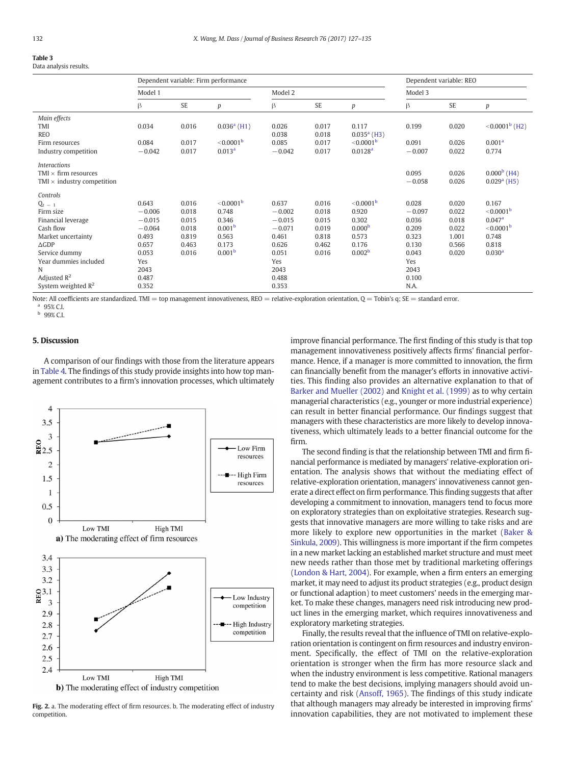**Table 3**
Data analysis results.

| | Dependent variable: Firm performance | | | | | | Dependent variable: REO | | |
|---|---|---|---|---|---|---|---|---|---|
| | Model 1 | | | Model 2 | | | Model 3 | | |
| | β | SE | p | β | SE | p | β | SE | p |
| *Main effects* | | | | | | | | | |
| TMI | 0.034 | 0.016 | 0.036[a] (H1) | 0.026 | 0.017 | 0.117 | 0.199 | 0.020 | <0.0001[b] (H2) |
| REO | | | | 0.038 | 0.018 | 0.035[a] (H3) | | | |
| Firm resources | 0.084 | 0.017 | <0.0001[b] | 0.085 | 0.017 | <0.0001[b] | 0.091 | 0.026 | 0.001[a] |
| Industry competition | −0.042 | 0.017 | 0.013[a] | −0.042 | 0.017 | 0.0128[a] | −0.007 | 0.022 | 0.774 |
| *Interactions* | | | | | | | | | |
| TMI × firm resources | | | | | | | 0.095 | 0.026 | 0.000[b] (H4) |
| TMI × industry competition | | | | | | | −0.058 | 0.026 | 0.029[a] (H5) |
| *Controls* | | | | | | | | | |
| $Q_{t-1}$ | 0.643 | 0.016 | <0.0001[b] | 0.637 | 0.016 | <0.0001[b] | 0.028 | 0.020 | 0.167 |
| Firm size | −0.006 | 0.018 | 0.748 | −0.002 | 0.018 | 0.920 | −0.097 | 0.022 | <0.0001[b] |
| Financial leverage | −0.015 | 0.015 | 0.346 | −0.015 | 0.015 | 0.302 | 0.036 | 0.018 | 0.047[a] |
| Cash flow | −0.064 | 0.018 | 0.001[b] | −0.071 | 0.019 | 0.000[b] | 0.209 | 0.022 | <0.0001[b] |
| Market uncertainty | 0.493 | 0.819 | 0.563 | 0.461 | 0.818 | 0.573 | 0.323 | 1.001 | 0.748 |
| ΔGDP | 0.657 | 0.463 | 0.173 | 0.626 | 0.462 | 0.176 | 0.130 | 0.566 | 0.818 |
| Service dummy | 0.053 | 0.016 | 0.001[b] | 0.051 | 0.016 | 0.002[b] | 0.043 | 0.020 | 0.030[a] |
| Year dummies included | Yes | | | Yes | | | Yes | | |
| N | 2043 | | | 2043 | | | 2043 | | |
| Adjusted $R^2$ | 0.487 | | | 0.488 | | | 0.100 | | |
| System weighted $R^2$ | 0.352 | | | 0.353 | | | N.A. | | |

Note: All coefficients are standardized. TMI = top management innovativeness, REO = relative-exploration orientation, Q = Tobin's q; SE = standard error.
[a] 95% C.I.
[b] 99% C.I.

## 5. Discussion

A comparison of our findings with those from the literature appears in Table 4. The findings of this study provide insights into how top management contributes to a firm's innovation processes, which ultimately improve financial performance. The first finding of this study is that top management innovativeness positively affects firms' financial performance. Hence, if a manager is more committed to innovation, the firm can financially benefit from the manager's efforts in innovative activities. This finding also provides an alternative explanation to that of Barker and Mueller (2002) and Knight et al. (1999) as to why certain managerial characteristics (e.g., younger or more industrial experience) can result in better financial performance. Our findings suggest that managers with these characteristics are more likely to develop innovativeness, which ultimately leads to a better financial outcome for the firm.

The second finding is that the relationship between TMI and firm financial performance is mediated by managers' relative-exploration orientation. The analysis shows that without the mediating effect of relative-exploration orientation, managers' innovativeness cannot generate a direct effect on firm performance. This finding suggests that after developing a commitment to innovation, managers tend to focus more on exploratory strategies than on exploitative strategies. Research suggests that innovative managers are more willing to take risks and are more likely to explore new opportunities in the market (Baker & Sinkula, 2009). This willingness is more important if the firm competes in a new market lacking an established market structure and must meet new needs rather than those met by traditional marketing offerings (London & Hart, 2004). For example, when a firm enters an emerging market, it may need to adjust its product strategies (e.g., product design or functional adaption) to meet customers' needs in the emerging market. To make these changes, managers need risk introducing new product lines in the emerging market, which requires innovativeness and exploratory marketing strategies.

Finally, the results reveal that the influence of TMI on relative-exploration orientation is contingent on firm resources and industry environment. Specifically, the effect of TMI on the relative-exploration orientation is stronger when the firm has more resource slack and when the industry environment is less competitive. Rational managers tend to make the best decisions, implying managers should avoid uncertainty and risk (Ansoff, 1965). The findings of this study indicate that although managers may already be interested in improving firms' innovation capabilities, they are not motivated to implement these

**Fig. 2.** a. The moderating effect of firm resources. b. The moderating effect of industry competition.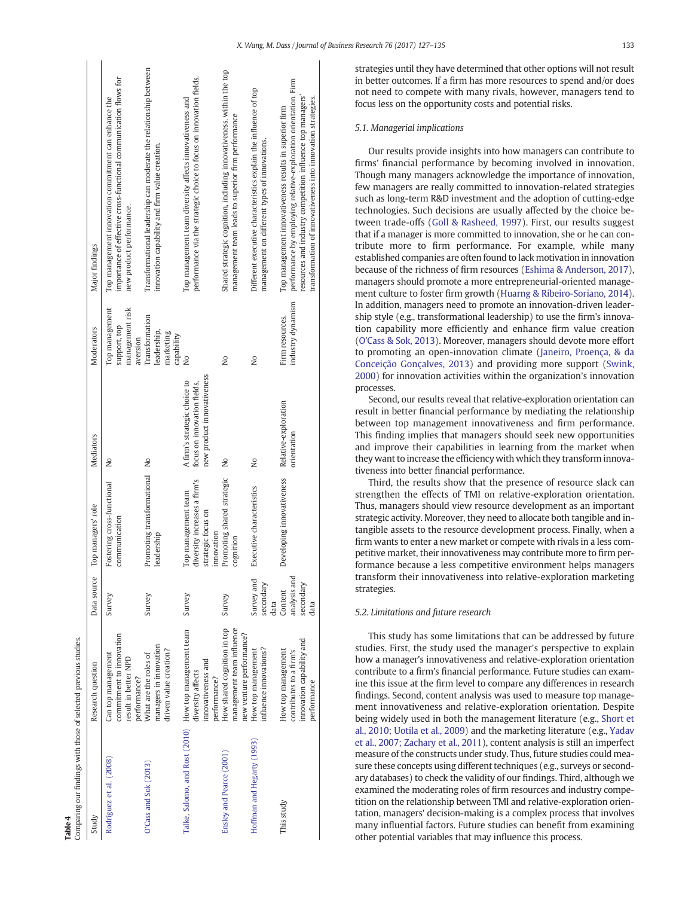**Table 4**
Comparing our findings with those of selected previous studies.

| Study | Research question | Data source | Top managers' role | Mediators | Moderators | Major findings |
|---|---|---|---|---|---|---|
| Rodríguez et al. (2008) | Can top management commitment to innovation result in better NPD performance? | Survey | Fostering cross-functional communication | No | Top management support, top management risk aversion | Top management innovation commitment can enhance the importance of effective cross-functional communication flows for new product performance. |
| O'Cass and Sok (2013) | What are the roles of managers in innovation driven value creation? | Survey | Promoting transformational leadership | No | Transformation leadership, marketing capability | Transformational leadership can moderate the relationship between innovation capability and firm value creation. |
| Talke, Salomo, and Rost (2010) | How top management team diversity affects innovativeness and performance? | Survey | Top management team diversity increases a firm's strategic focus on innovation | A firm's strategic choice to focus on innovation fields, new product innovativeness | No | Top management team diversity affects innovativeness and performance via the strategic choice to focus on innovation fields. |
| Ensley and Pearce (2001) | How shared cognition in top management team influence new venture performance? | Survey | Promoting shared strategic cognition | No | No | Shared strategic cognition, including innovativeness, within the top management team leads to superior firm performance |
| Hoffman and Hegarty (1993) | How top management influence innovations? | Survey and secondary data | Executive characteristics | No | No | Different executive characteristics explain the influence of top management on different types of innovations. |
| This study | How top management contributes to a firm's innovation capability and performance | Content analysis and secondary data | Developing innovativeness | Relative-exploration orientation | Firm resources, industry dynamism | Top management innovativeness results in superior firm performance by employing relative-exploration orientation. Firm resources and industry competition influence top managers' transformation of innovativeness into innovation strategies. |

strategies until they have determined that other options will not result in better outcomes. If a firm has more resources to spend and/or does not need to compete with many rivals, however, managers tend to focus less on the opportunity costs and potential risks.

### 5.1. Managerial implications

Our results provide insights into how managers can contribute to firms' financial performance by becoming involved in innovation. Though many managers acknowledge the importance of innovation, few managers are really committed to innovation-related strategies such as long-term R&D investment and the adoption of cutting-edge technologies. Such decisions are usually affected by the choice between trade-offs (Goll & Rasheed, 1997). First, our results suggest that if a manager is more committed to innovation, she or he can contribute more to firm performance. For example, while many established companies are often found to lack motivation in innovation because of the richness of firm resources (Eshima & Anderson, 2017), managers should promote a more entrepreneurial-oriented management culture to foster firm growth (Huarng & Ribeiro-Soriano, 2014). In addition, managers need to promote an innovation-driven leadership style (e.g., transformational leadership) to use the firm's innovation capability more efficiently and enhance firm value creation (O'Cass & Sok, 2013). Moreover, managers should devote more effort to promoting an open-innovation climate (Janeiro, Proença, & da Conceição Gonçalves, 2013) and providing more support (Swink, 2000) for innovation activities within the organization's innovation processes.

Second, our results reveal that relative-exploration orientation can result in better financial performance by mediating the relationship between top management innovativeness and firm performance. This finding implies that managers should seek new opportunities and improve their capabilities in learning from the market when they want to increase the efficiency with which they transform innovativeness into better financial performance.

Third, the results show that the presence of resource slack can strengthen the effects of TMI on relative-exploration orientation. Thus, managers should view resource development as an important strategic activity. Moreover, they need to allocate both tangible and intangible assets to the resource development process. Finally, when a firm wants to enter a new market or compete with rivals in a less competitive market, their innovativeness may contribute more to firm performance because a less competitive environment helps managers transform their innovativeness into relative-exploration marketing strategies.

### 5.2. Limitations and future research

This study has some limitations that can be addressed by future studies. First, the study used the manager's perspective to explain how a manager's innovativeness and relative-exploration orientation contribute to a firm's financial performance. Future studies can examine this issue at the firm level to compare any differences in research findings. Second, content analysis was used to measure top management innovativeness and relative-exploration orientation. Despite being widely used in both the management literature (e.g., Short et al., 2010; Uotila et al., 2009) and the marketing literature (e.g., Yadav et al., 2007; Zachary et al., 2011), content analysis is still an imperfect measure of the constructs under study. Thus, future studies could measure these concepts using different techniques (e.g., surveys or secondary databases) to check the validity of our findings. Third, although we examined the moderating roles of firm resources and industry competition on the relationship between TMI and relative-exploration orientation, managers' decision-making is a complex process that involves many influential factors. Future studies can benefit from examining other potential variables that may influence this process.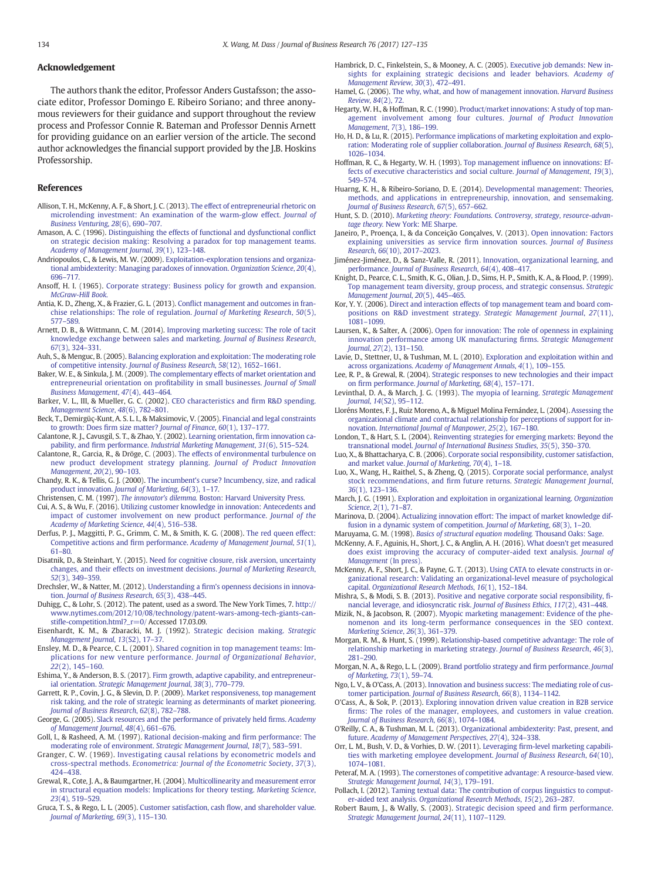## Acknowledgement

The authors thank the editor, Professor Anders Gustafsson; the associate editor, Professor Domingo E. Ribeiro Soriano; and three anonymous reviewers for their guidance and support throughout the review process and Professor Connie R. Bateman and Professor Dennis Arnett for providing guidance on an earlier version of the article. The second author acknowledges the financial support provided by the J.B. Hoskins Professorship.

## References

Allison, T. H., McKenny, A. F., & Short, J. C. (2013). The effect of entrepreneurial rhetoric on microlending investment: An examination of the warm-glow effect. *Journal of Business Venturing*, *28*(6), 690–707.

Amason, A. C. (1996). Distinguishing the effects of functional and dysfunctional conflict on strategic decision making: Resolving a paradox for top management teams. *Academy of Management Journal*, *39*(1), 123–148.

Andriopoulos, C., & Lewis, M. W. (2009). Exploitation-exploration tensions and organizational ambidexterity: Managing paradoxes of innovation. *Organization Science*, *20*(4), 696–717.

Ansoff, H. I. (1965). Corporate strategy: Business policy for growth and expansion. *McGraw-Hill Book*.

Antia, K. D., Zheng, X., & Frazier, G. L. (2013). Conflict management and outcomes in franchise relationships: The role of regulation. *Journal of Marketing Research*, *50*(5), 577–589.

Arnett, D. B., & Wittmann, C. M. (2014). Improving marketing success: The role of tacit knowledge exchange between sales and marketing. *Journal of Business Research*, *67*(3), 324–331.

Auh, S., & Menguc, B. (2005). Balancing exploration and exploitation: The moderating role of competitive intensity. *Journal of Business Research*, *58*(12), 1652–1661.

Baker, W. E., & Sinkula, J. M. (2009). The complementary effects of market orientation and entrepreneurial orientation on profitability in small businesses. *Journal of Small Business Management*, *47*(4), 443–464.

Barker, V. L., III, & Mueller, G. C. (2002). CEO characteristics and firm R&D spending. *Management Science*, *48*(6), 782–801.

Beck, T., Demirgüç-Kunt, A. S. L. I., & Maksimovic, V. (2005). Financial and legal constraints to growth: Does firm size matter? *Journal of Finance*, *60*(1), 137–177.

Calantone, R. J., Cavusgil, S. T., & Zhao, Y. (2002). Learning orientation, firm innovation capability, and firm performance. *Industrial Marketing Management*, *31*(6), 515–524.

Calantone, R., Garcia, R., & Dröge, C. (2003). The effects of environmental turbulence on new product development strategy planning. *Journal of Product Innovation Management*, *20*(2), 90–103.

Chandy, R. K., & Tellis, G. J. (2000). The incumbent's curse? Incumbency, size, and radical product innovation. *Journal of Marketing*, *64*(3), 1–17.

Christensen, C. M. (1997). *The innovator's dilemma*. Boston: Harvard University Press.

Cui, A. S., & Wu, F. (2016). Utilizing customer knowledge in innovation: Antecedents and impact of customer involvement on new product performance. *Journal of the Academy of Marketing Science*, *44*(4), 516–538.

Derfus, P. J., Maggitti, P. G., Grimm, C. M., & Smith, K. G. (2008). The red queen effect: Competitive actions and firm performance. *Academy of Management Journal*, *51*(1), 61–80.

Disatnik, D., & Steinhart, Y. (2015). Need for cognitive closure, risk aversion, uncertainty changes, and their effects on investment decisions. *Journal of Marketing Research*, *52*(3), 349–359.

Drechsler, W., & Natter, M. (2012). Understanding a firm's openness decisions in innovation. *Journal of Business Research*, *65*(3), 438–445.

Duhigg, C., & Lohr, S. (2012). The patent, used as a sword. The New York Times, 7. http://www.nytimes.com/2012/10/08/technology/patent-wars-among-tech-giants-can-stifle-competition.html?_r=0/ Accessed 17.03.09.

Eisenhardt, K. M., & Zbaracki, M. J. (1992). Strategic decision making. *Strategic Management Journal*, *13*(S2), 17–37.

Ensley, M. D., & Pearce, C. L. (2001). Shared cognition in top management teams: Implications for new venture performance. *Journal of Organizational Behavior*, *22*(2), 145–160.

Eshima, Y., & Anderson, B. S. (2017). Firm growth, adaptive capability, and entrepreneurial orientation. *Strategic Management Journal*, *38*(3), 770–779.

Garrett, R. P., Covin, J. G., & Slevin, D. P. (2009). Market responsiveness, top management risk taking, and the role of strategic learning as determinants of market pioneering. *Journal of Business Research*, *62*(8), 782–788.

George, G. (2005). Slack resources and the performance of privately held firms. *Academy of Management Journal*, *48*(4), 661–676.

Goll, I., & Rasheed, A. M. (1997). Rational decision-making and firm performance: The moderating role of environment. *Strategic Management Journal*, *18*(7), 583–591.

Granger, C. W. (1969). Investigating causal relations by econometric models and cross-spectral methods. *Econometrica: Journal of the Econometric Society*, *37*(3), 424–438.

Grewal, R., Cote, J. A., & Baumgartner, H. (2004). Multicollinearity and measurement error in structural equation models: Implications for theory testing. *Marketing Science*, *23*(4), 519–529.

Gruca, T. S., & Rego, L. L. (2005). Customer satisfaction, cash flow, and shareholder value. *Journal of Marketing*, *69*(3), 115–130.

Hambrick, D. C., Finkelstein, S., & Mooney, A. C. (2005). Executive job demands: New insights for explaining strategic decisions and leader behaviors. *Academy of Management Review*, *30*(3), 472–491.

Hamel, G. (2006). The why, what, and how of management innovation. *Harvard Business Review*, *84*(2), 72.

Hegarty, W. H., & Hoffman, R. C. (1990). Product/market innovations: A study of top management involvement among four cultures. *Journal of Product Innovation Management*, *7*(3), 186–199.

Ho, H. D., & Lu, R. (2015). Performance implications of marketing exploitation and exploration: Moderating role of supplier collaboration. *Journal of Business Research*, *68*(5), 1026–1034.

Hoffman, R. C., & Hegarty, W. H. (1993). Top management influence on innovations: Effects of executive characteristics and social culture. *Journal of Management*, *19*(3), 549–574.

Huarng, K. H., & Ribeiro-Soriano, D. E. (2014). Developmental management: Theories, methods, and applications in entrepreneurship, innovation, and sensemaking. *Journal of Business Research*, *67*(5), 657–662.

Hunt, S. D. (2010). *Marketing theory: Foundations. Controversy, strategy, resource-advantage theory*. New York: ME Sharpe.

Janeiro, P., Proença, I., & da Conceição Gonçalves, V. (2013). Open innovation: Factors explaining universities as service firm innovation sources. *Journal of Business Research*, *66*(10), 2017–2023.

Jiménez-Jiménez, D., & Sanz-Valle, R. (2011). Innovation, organizational learning, and performance. *Journal of Business Research*, *64*(4), 408–417.

Knight, D., Pearce, C. L., Smith, K. G., Olian, J. D., Sims, H. P., Smith, K. A., & Flood, P. (1999). Top management team diversity, group process, and strategic consensus. *Strategic Management Journal*, *20*(5), 445–465.

Kor, Y. Y. (2006). Direct and interaction effects of top management team and board compositions on R&D investment strategy. *Strategic Management Journal*, *27*(11), 1081–1099.

Laursen, K., & Salter, A. (2006). Open for innovation: The role of openness in explaining innovation performance among UK manufacturing firms. *Strategic Management Journal*, *27*(2), 131–150.

Lavie, D., Stettner, U., & Tushman, M. L. (2010). Exploration and exploitation within and across organizations. *Academy of Management Annals*, *4*(1), 109–155.

Lee, R. P., & Grewal, R. (2004). Strategic responses to new technologies and their impact on firm performance. *Journal of Marketing*, *68*(4), 157–171.

Levinthal, D. A., & March, J. G. (1993). The myopia of learning. *Strategic Management Journal*, *14*(S2), 95–112.

Lloréns Montes, F. J., Ruiz Moreno, A., & Miguel Molina Fernández, L. (2004). Assessing the organizational climate and contractual relationship for perceptions of support for innovation. *International Journal of Manpower*, *25*(2), 167–180.

London, T., & Hart, S. L. (2004). Reinventing strategies for emerging markets: Beyond the transnational model. *Journal of International Business Studies*, *35*(5), 350–370.

Luo, X., & Bhattacharya, C. B. (2006). Corporate social responsibility, customer satisfaction, and market value. *Journal of Marketing*, *70*(4), 1–18.

Luo, X., Wang, H., Raithel, S., & Zheng, Q. (2015). Corporate social performance, analyst stock recommendations, and firm future returns. *Strategic Management Journal*, *36*(1), 123–136.

March, J. G. (1991). Exploration and exploitation in organizational learning. *Organization Science*, *2*(1), 71–87.

Marinova, D. (2004). Actualizing innovation effort: The impact of market knowledge diffusion in a dynamic system of competition. *Journal of Marketing*, *68*(3), 1–20.

Maruyama, G. M. (1998). *Basics of structural equation modeling*. Thousand Oaks: Sage.

McKenny, A. F., Aguinis, H., Short, J. C., & Anglin, A. H. (2016). What doesn't get measured does exist improving the accuracy of computer-aided text analysis. *Journal of Management* (In press).

McKenny, A. F., Short, J. C., & Payne, G. T. (2013). Using CATA to elevate constructs in organizational research: Validating an organizational-level measure of psychological capital. *Organizational Research Methods*, *16*(1), 152–184.

Mishra, S., & Modi, S. B. (2013). Positive and negative corporate social responsibility, financial leverage, and idiosyncratic risk. *Journal of Business Ethics*, *117*(2), 431–448.

Mizik, N., & Jacobson, R. (2007). Myopic marketing management: Evidence of the phenomenon and its long-term performance consequences in the SEO context. *Marketing Science*, *26*(3), 361–379.

Morgan, R. M., & Hunt, S. (1999). Relationship-based competitive advantage: The role of relationship marketing in marketing strategy. *Journal of Business Research*, *46*(3), 281–290.

Morgan, N. A., & Rego, L. L. (2009). Brand portfolio strategy and firm performance. *Journal of Marketing*, *73*(1), 59–74.

Ngo, L. V., & O'Cass, A. (2013). Innovation and business success: The mediating role of customer participation. *Journal of Business Research*, *66*(8), 1134–1142.

O'Cass, A., & Sok, P. (2013). Exploring innovation driven value creation in B2B service firms: The roles of the manager, employees, and customers in value creation. *Journal of Business Research*, *66*(8), 1074–1084.

O'Reilly, C. A., & Tushman, M. L. (2013). Organizational ambidexterity: Past, present, and future. *Academy of Management Perspectives*, *27*(4), 324–338.

Orr, L. M., Bush, V. D., & Vorhies, D. W. (2011). Leveraging firm-level marketing capabilities with marketing employee development. *Journal of Business Research*, *64*(10), 1074–1081.

Peteraf, M. A. (1993). The cornerstones of competitive advantage: A resource-based view. *Strategic Management Journal*, *14*(3), 179–191.

Pollach, I. (2012). Taming textual data: The contribution of corpus linguistics to computer-aided text analysis. *Organizational Research Methods*, *15*(2), 263–287.

Robert Baum, J., & Wally, S. (2003). Strategic decision speed and firm performance. *Strategic Management Journal*, *24*(11), 1107–1129.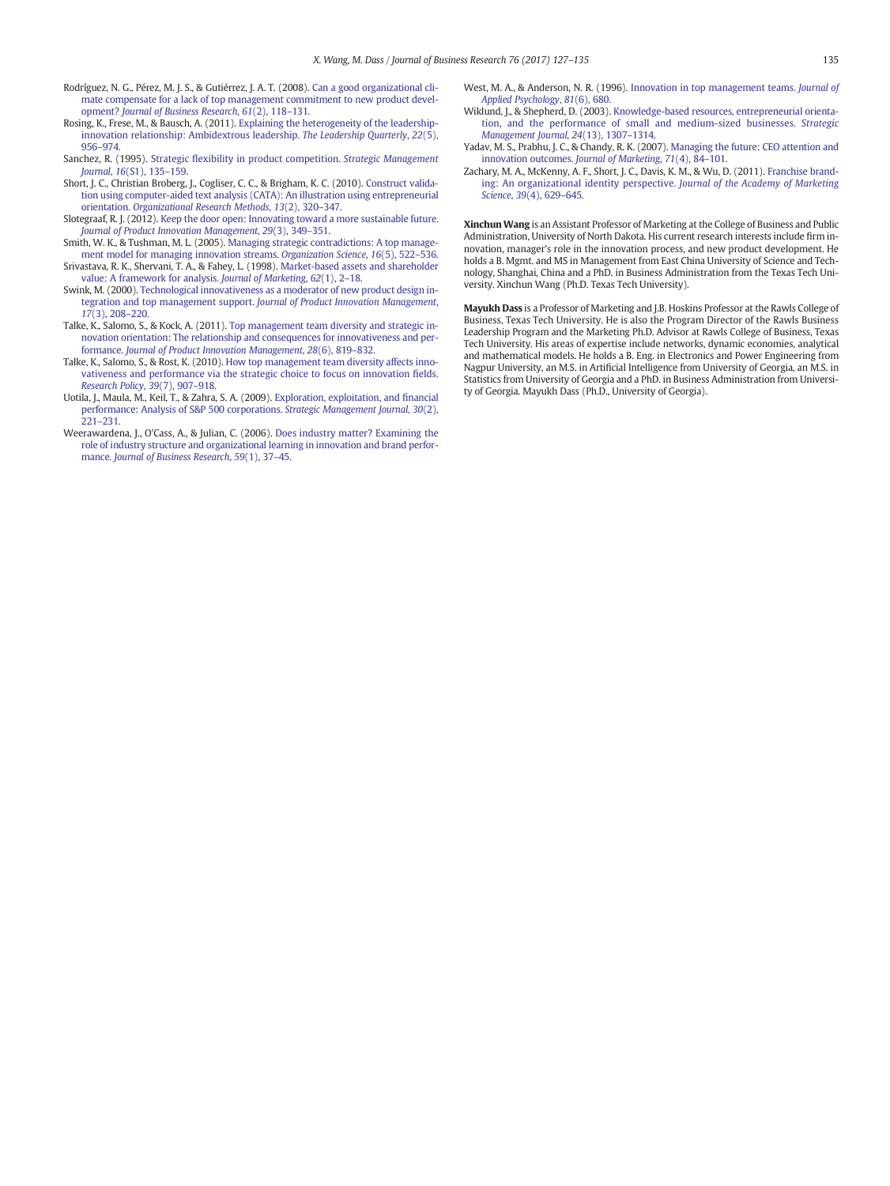Rodríguez, N. G., Pérez, M. J. S., & Gutiérrez, J. A. T. (2008). Can a good organizational climate compensate for a lack of top management commitment to new product development? *Journal of Business Research*, *61*(2), 118–131.

Rosing, K., Frese, M., & Bausch, A. (2011). Explaining the heterogeneity of the leadership-innovation relationship: Ambidextrous leadership. *The Leadership Quarterly*, *22*(5), 956–974.

Sanchez, R. (1995). Strategic flexibility in product competition. *Strategic Management Journal*, *16*(S1), 135–159.

Short, J. C., Christian Broberg, J., Cogliser, C. C., & Brigham, K. C. (2010). Construct validation using computer-aided text analysis (CATA): An illustration using entrepreneurial orientation. *Organizational Research Methods*, *13*(2), 320–347.

Slotegraaf, R. J. (2012). Keep the door open: Innovating toward a more sustainable future. *Journal of Product Innovation Management*, *29*(3), 349–351.

Smith, W. K., & Tushman, M. L. (2005). Managing strategic contradictions: A top management model for managing innovation streams. *Organization Science*, *16*(5), 522–536.

Srivastava, R. K., Shervani, T. A., & Fahey, L. (1998). Market-based assets and shareholder value: A framework for analysis. *Journal of Marketing*, *62*(1), 2–18.

Swink, M. (2000). Technological innovativeness as a moderator of new product design integration and top management support. *Journal of Product Innovation Management*, *17*(3), 208–220.

Talke, K., Salomo, S., & Kock, A. (2011). Top management team diversity and strategic innovation orientation: The relationship and consequences for innovativeness and performance. *Journal of Product Innovation Management*, *28*(6), 819–832.

Talke, K., Salomo, S., & Rost, K. (2010). How top management team diversity affects innovativeness and performance via the strategic choice to focus on innovation fields. *Research Policy*, *39*(7), 907–918.

Uotila, J., Maula, M., Keil, T., & Zahra, S. A. (2009). Exploration, exploitation, and financial performance: Analysis of S&P 500 corporations. *Strategic Management Journal*, *30*(2), 221–231.

Weerawardena, J., O'Cass, A., & Julian, C. (2006). Does industry matter? Examining the role of industry structure and organizational learning in innovation and brand performance. *Journal of Business Research*, *59*(1), 37–45.

West, M. A., & Anderson, N. R. (1996). Innovation in top management teams. *Journal of Applied Psychology*, *81*(6), 680.

Wiklund, J., & Shepherd, D. (2003). Knowledge-based resources, entrepreneurial orientation, and the performance of small and medium-sized businesses. *Strategic Management Journal*, *24*(13), 1307–1314.

Yadav, M. S., Prabhu, J. C., & Chandy, R. K. (2007). Managing the future: CEO attention and innovation outcomes. *Journal of Marketing*, *71*(4), 84–101.

Zachary, M. A., McKenny, A. F., Short, J. C., Davis, K. M., & Wu, D. (2011). Franchise branding: An organizational identity perspective. *Journal of the Academy of Marketing Science*, *39*(4), 629–645.

**Xinchun Wang** is an Assistant Professor of Marketing at the College of Business and Public Administration, University of North Dakota. His current research interests include firm innovation, manager's role in the innovation process, and new product development. He holds a B. Mgmt. and MS in Management from East China University of Science and Technology, Shanghai, China and a PhD. in Business Administration from the Texas Tech University. Xinchun Wang (Ph.D. Texas Tech University).

**Mayukh Dass** is a Professor of Marketing and J.B. Hoskins Professor at the Rawls College of Business, Texas Tech University. He is also the Program Director of the Rawls Business Leadership Program and the Marketing Ph.D. Advisor at Rawls College of Business, Texas Tech University. His areas of expertise include networks, dynamic economies, analytical and mathematical models. He holds a B. Eng. in Electronics and Power Engineering from Nagpur University, an M.S. in Artificial Intelligence from University of Georgia, an M.S. in Statistics from University of Georgia and a PhD. in Business Administration from University of Georgia. Mayukh Dass (Ph.D., University of Georgia).